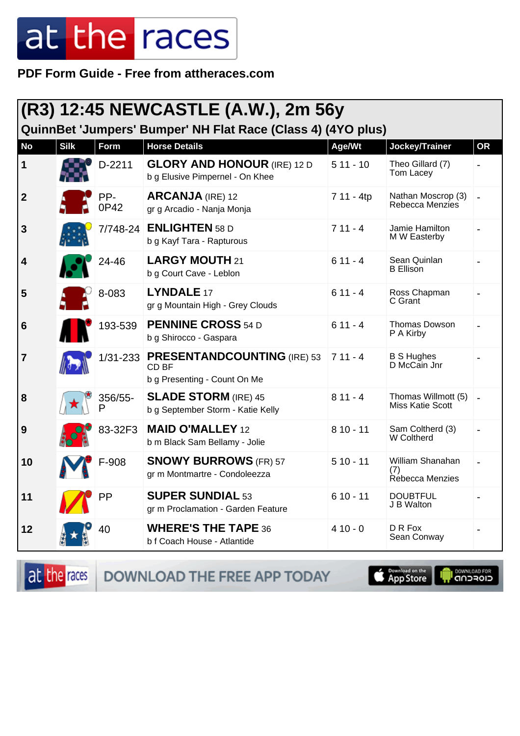# at the races

**PDF Form Guide - Free from attheraces.com**

## (R3) 12:45 NEWCASTLE (A.W.), 2m 56y

### QuinnBet 'Jumpers' Bumper' NH Flat Race (Class 4) (4YO plus)

| No | Silk | Form | Horse Details | Age/Wt | Jockey/Trainer | OR |
|---|---|---|---|---|---|---|
| 1 | | D-2211 | **GLORY AND HONOUR** (IRE) 12 D<br>b g Elusive Pimpernel - On Khee | 5 11 - 10 | Theo Gillard (7)<br>Tom Lacey | - |
| 2 | | PP-0P42 | **ARCANJA** (IRE) 12<br>gr g Arcadio - Nanja Monja | 7 11 - 4tp | Nathan Moscrop (3)<br>Rebecca Menzies | - |
| 3 | | 7/748-24 | **ENLIGHTEN** 58 D<br>b g Kayf Tara - Rapturous | 7 11 - 4 | Jamie Hamilton<br>M W Easterby | - |
| 4 | | 24-46 | **LARGY MOUTH** 21<br>b g Court Cave - Leblon | 6 11 - 4 | Sean Quinlan<br>B Ellison | - |
| 5 | | 8-083 | **LYNDALE** 17<br>gr g Mountain High - Grey Clouds | 6 11 - 4 | Ross Chapman<br>C Grant | - |
| 6 | | 193-539 | **PENNINE CROSS** 54 D<br>b g Shirocco - Gaspara | 6 11 - 4 | Thomas Dowson<br>P A Kirby | - |
| 7 | | 1/31-233 | **PRESENTANDCOUNTING** (IRE) 53 CD BF<br>b g Presenting - Count On Me | 7 11 - 4 | B S Hughes<br>D McCain Jnr | - |
| 8 | | 356/55-P | **SLADE STORM** (IRE) 45<br>b g September Storm - Katie Kelly | 8 11 - 4 | Thomas Willmott (5)<br>Miss Katie Scott | - |
| 9 | | 83-32F3 | **MAID O'MALLEY** 12<br>b m Black Sam Bellamy - Jolie | 8 10 - 11 | Sam Coltherd (3)<br>W Coltherd | - |
| 10 | | F-908 | **SNOWY BURROWS** (FR) 57<br>gr m Montmartre - Condoleezza | 5 10 - 11 | William Shanahan (7)<br>Rebecca Menzies | - |
| 11 | | PP | **SUPER SUNDIAL** 53<br>gr m Proclamation - Garden Feature | 6 10 - 11 | DOUBTFUL<br>J B Walton | - |
| 12 | | 40 | **WHERE'S THE TAPE** 36<br>b f Coach House - Atlantide | 4 10 - 0 | D R Fox<br>Sean Conway | - |

DOWNLOAD THE FREE APP TODAY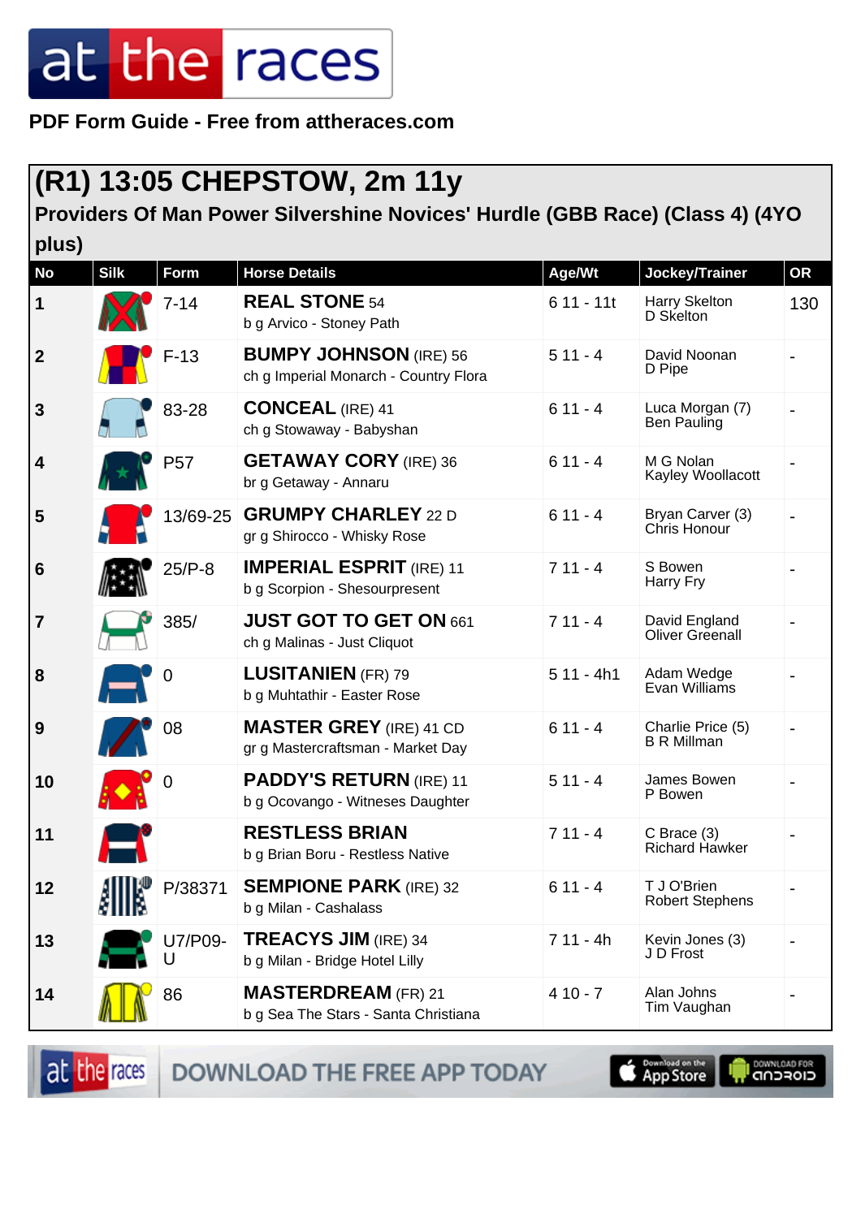# at the races

**PDF Form Guide - Free from attheraces.com**

## (R1) 13:05 CHEPSTOW, 2m 11y

### Providers Of Man Power Silvershine Novices' Hurdle (GBB Race) (Class 4) (4YO plus)

| No | Silk | Form | Horse Details | Age/Wt | Jockey/Trainer | OR |
|---|---|---|---|---|---|---|
| 1 | | 7-14 | **REAL STONE** 54<br>b g Arvico - Stoney Path | 6 11 - 11t | Harry Skelton<br>D Skelton | 130 |
| 2 | | F-13 | **BUMPY JOHNSON** (IRE) 56<br>ch g Imperial Monarch - Country Flora | 5 11 - 4 | David Noonan<br>D Pipe | - |
| 3 | | 83-28 | **CONCEAL** (IRE) 41<br>ch g Stowaway - Babyshan | 6 11 - 4 | Luca Morgan (7)<br>Ben Pauling | - |
| 4 | | P57 | **GETAWAY CORY** (IRE) 36<br>br g Getaway - Annaru | 6 11 - 4 | M G Nolan<br>Kayley Woollacott | - |
| 5 | | 13/69-25 | **GRUMPY CHARLEY** 22 D<br>gr g Shirocco - Whisky Rose | 6 11 - 4 | Bryan Carver (3)<br>Chris Honour | - |
| 6 | | 25/P-8 | **IMPERIAL ESPRIT** (IRE) 11<br>b g Scorpion - Shesourpresent | 7 11 - 4 | S Bowen<br>Harry Fry | - |
| 7 | | 385/ | **JUST GOT TO GET ON** 661<br>ch g Malinas - Just Cliquot | 7 11 - 4 | David England<br>Oliver Greenall | - |
| 8 | | 0 | **LUSITANIEN** (FR) 79<br>b g Muhtathir - Easter Rose | 5 11 - 4h1 | Adam Wedge<br>Evan Williams | - |
| 9 | | 08 | **MASTER GREY** (IRE) 41 CD<br>gr g Mastercraftsman - Market Day | 6 11 - 4 | Charlie Price (5)<br>B R Millman | - |
| 10 | | 0 | **PADDY'S RETURN** (IRE) 11<br>b g Ocovango - Witneses Daughter | 5 11 - 4 | James Bowen<br>P Bowen | - |
| 11 | | | **RESTLESS BRIAN**<br>b g Brian Boru - Restless Native | 7 11 - 4 | C Brace (3)<br>Richard Hawker | - |
| 12 | | P/38371 | **SEMPIONE PARK** (IRE) 32<br>b g Milan - Cashalass | 6 11 - 4 | T J O'Brien<br>Robert Stephens | - |
| 13 | | U7/P09-U | **TREACYS JIM** (IRE) 34<br>b g Milan - Bridge Hotel Lilly | 7 11 - 4h | Kevin Jones (3)<br>J D Frost | - |
| 14 | | 86 | **MASTERDREAM** (FR) 21<br>b g Sea The Stars - Santa Christiana | 4 10 - 7 | Alan Johns<br>Tim Vaughan | - |

at the races — DOWNLOAD THE FREE APP TODAY — Download on the App Store — DOWNLOAD FOR android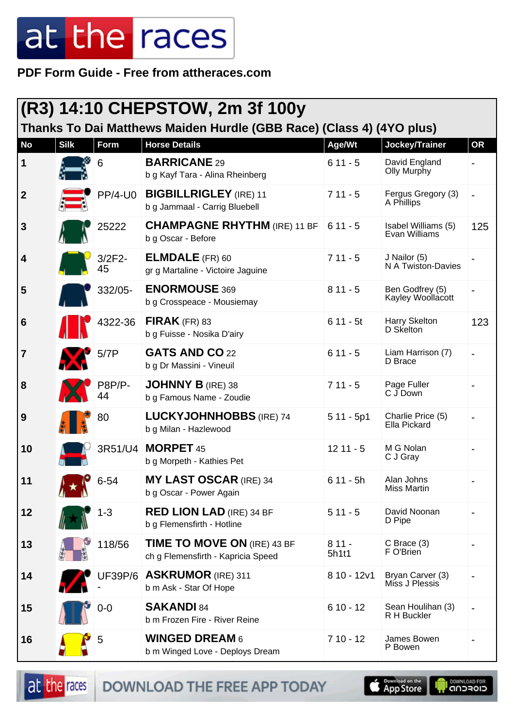# at the races

**PDF Form Guide - Free from attheraces.com**

## (R3) 14:10 CHEPSTOW, 2m 3f 100y

### Thanks To Dai Matthews Maiden Hurdle (GBB Race) (Class 4) (4YO plus)

| No | Silk | Form | Horse Details | Age/Wt | Jockey/Trainer | OR |
|---|---|---|---|---|---|---|
| 1 | | 6 | **BARRICANE** 29<br>b g Kayf Tara - Alina Rheinberg | 6 11 - 5 | David England<br>Olly Murphy | - |
| 2 | | PP/4-U0 | **BIGBILLRIGLEY** (IRE) 11<br>b g Jammaal - Carrig Bluebell | 7 11 - 5 | Fergus Gregory (3)<br>A Phillips | - |
| 3 | | 25222 | **CHAMPAGNE RHYTHM** (IRE) 11 BF<br>b g Oscar - Before | 6 11 - 5 | Isabel Williams (5)<br>Evan Williams | 125 |
| 4 | | 3/2F2-45 | **ELMDALE** (FR) 60<br>gr g Martaline - Victoire Jaguine | 7 11 - 5 | J Nailor (5)<br>N A Twiston-Davies | - |
| 5 | | 332/05- | **ENORMOUSE** 369<br>b g Crosspeace - Mousiemay | 8 11 - 5 | Ben Godfrey (5)<br>Kayley Woollacott | - |
| 6 | | 4322-36 | **FIRAK** (FR) 83<br>b g Fuisse - Nosika D'airy | 6 11 - 5t | Harry Skelton<br>D Skelton | 123 |
| 7 | | 5/7P | **GATS AND CO** 22<br>b g Dr Massini - Vineuil | 6 11 - 5 | Liam Harrison (7)<br>D Brace | - |
| 8 | | P8P/P-44 | **JOHNNY B** (IRE) 38<br>b g Famous Name - Zoudie | 7 11 - 5 | Page Fuller<br>C J Down | - |
| 9 | | 80 | **LUCKYJOHNHOBBS** (IRE) 74<br>b g Milan - Hazlewood | 5 11 - 5p1 | Charlie Price (5)<br>Ella Pickard | - |
| 10 | | 3R51/U4 | **MORPET** 45<br>b g Morpeth - Kathies Pet | 12 11 - 5 | M G Nolan<br>C J Gray | - |
| 11 | | 6-54 | **MY LAST OSCAR** (IRE) 34<br>b g Oscar - Power Again | 6 11 - 5h | Alan Johns<br>Miss Martin | - |
| 12 | | 1-3 | **RED LION LAD** (IRE) 34 BF<br>b g Flemensfirth - Hotline | 5 11 - 5 | David Noonan<br>D Pipe | - |
| 13 | | 118/56 | **TIME TO MOVE ON** (IRE) 43 BF<br>ch g Flemensfirth - Kapricia Speed | 8 11 - 5h1t1 | C Brace (3)<br>F O'Brien | - |
| 14 | | UF39P/6- | **ASKRUMOR** (IRE) 311<br>b m Ask - Star Of Hope | 8 10 - 12v1 | Bryan Carver (3)<br>Miss J Plessis | - |
| 15 | | 0-0 | **SAKANDI** 84<br>b m Frozen Fire - River Reine | 6 10 - 12 | Sean Houlihan (3)<br>R H Buckler | - |
| 16 | | 5 | **WINGED DREAM** 6<br>b m Winged Love - Deploys Dream | 7 10 - 12 | James Bowen<br>P Bowen | - |

at the races DOWNLOAD THE FREE APP TODAY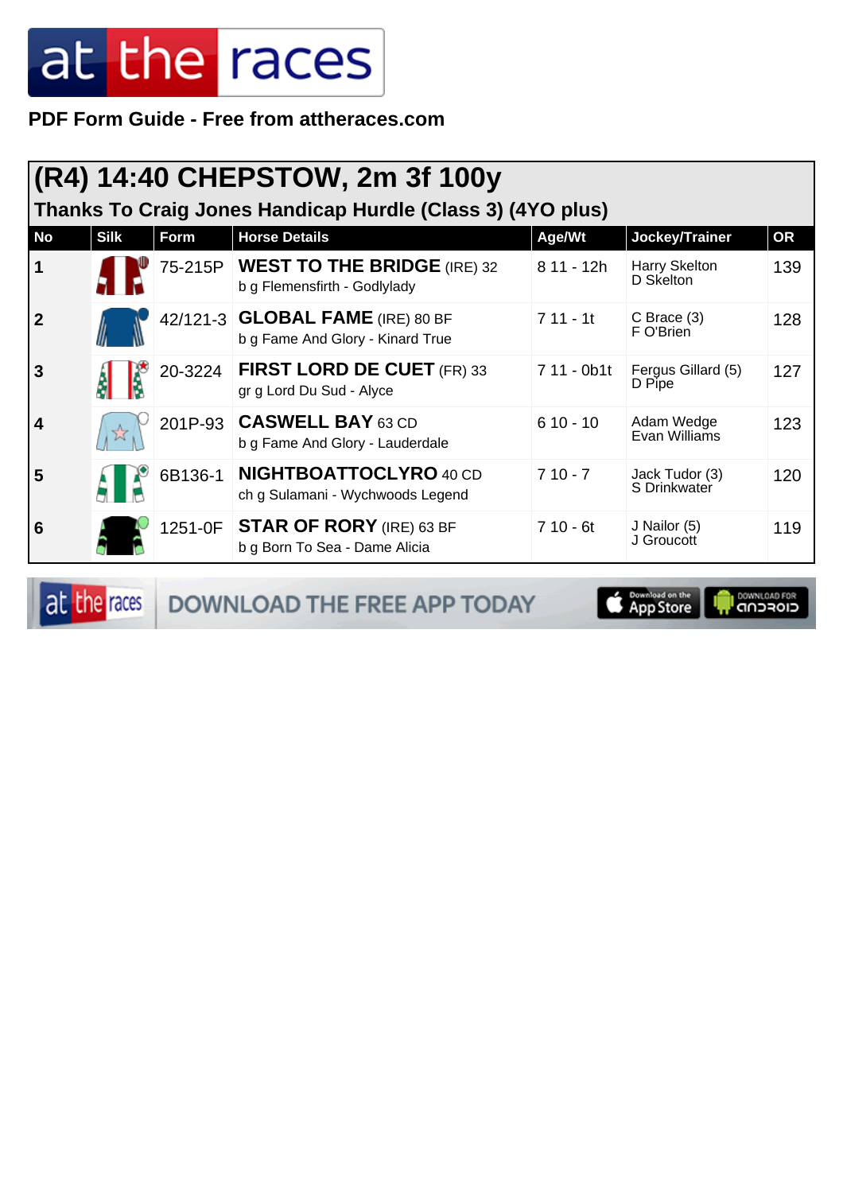# at the races

**PDF Form Guide - Free from attheraces.com**

## (R4) 14:40 CHEPSTOW, 2m 3f 100y

### Thanks To Craig Jones Handicap Hurdle (Class 3) (4YO plus)

| No | Silk | Form | Horse Details | Age/Wt | Jockey/Trainer | OR |
|---|---|---|---|---|---|---|
| 1 | | 75-215P | **WEST TO THE BRIDGE** (IRE) 32<br>b g Flemensfirth - Godlylady | 8 11 - 12h | Harry Skelton<br>D Skelton | 139 |
| 2 | | 42/121-3 | **GLOBAL FAME** (IRE) 80 BF<br>b g Fame And Glory - Kinard True | 7 11 - 1t | C Brace (3)<br>F O'Brien | 128 |
| 3 | | 20-3224 | **FIRST LORD DE CUET** (FR) 33<br>gr g Lord Du Sud - Alyce | 7 11 - 0b1t | Fergus Gillard (5)<br>D Pipe | 127 |
| 4 | | 201P-93 | **CASWELL BAY** 63 CD<br>b g Fame And Glory - Lauderdale | 6 10 - 10 | Adam Wedge<br>Evan Williams | 123 |
| 5 | | 6B136-1 | **NIGHTBOATTOCLYRO** 40 CD<br>ch g Sulamani - Wychwoods Legend | 7 10 - 7 | Jack Tudor (3)<br>S Drinkwater | 120 |
| 6 | | 1251-0F | **STAR OF RORY** (IRE) 63 BF<br>b g Born To Sea - Dame Alicia | 7 10 - 6t | J Nailor (5)<br>J Groucott | 119 |

at the races — DOWNLOAD THE FREE APP TODAY — Download on the App Store — DOWNLOAD FOR ANDROID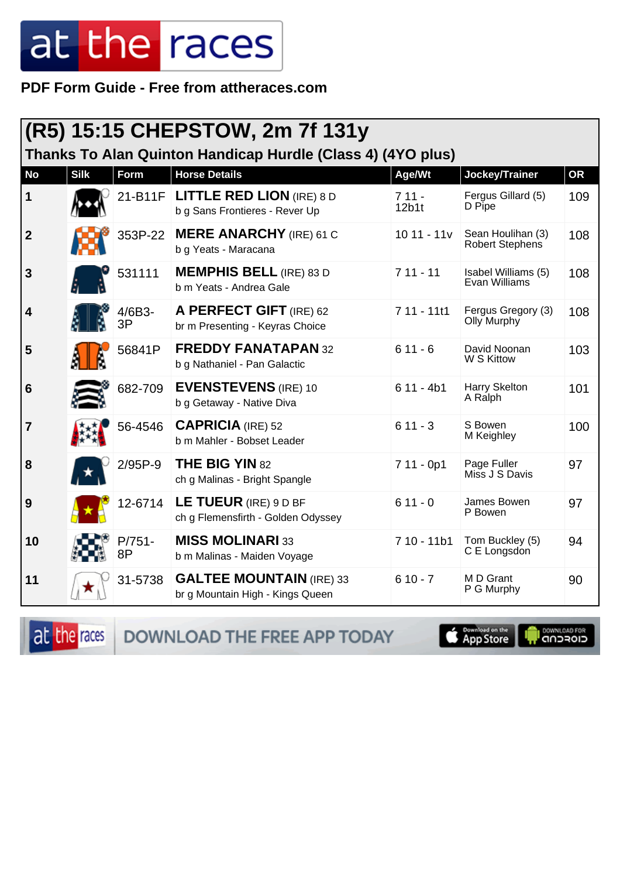PDF Form Guide - Free from attheraces.com

## (R5) 15:15 CHEPSTOW, 2m 7f 131y

### Thanks To Alan Quinton Handicap Hurdle (Class 4) (4YO plus)

| No | Silk | Form | Horse Details | Age/Wt | Jockey/Trainer | OR |
|---|---|---|---|---|---|---|
| 1 | | 21-B11F | **LITTLE RED LION** (IRE) 8 D<br>b g Sans Frontieres - Rever Up | 7 11 - 12b1t | Fergus Gillard (5)<br>D Pipe | 109 |
| 2 | | 353P-22 | **MERE ANARCHY** (IRE) 61 C<br>b g Yeats - Maracana | 10 11 - 11v | Sean Houlihan (3)<br>Robert Stephens | 108 |
| 3 | | 531111 | **MEMPHIS BELL** (IRE) 83 D<br>b m Yeats - Andrea Gale | 7 11 - 11 | Isabel Williams (5)<br>Evan Williams | 108 |
| 4 | | 4/6B3-3P | **A PERFECT GIFT** (IRE) 62<br>br m Presenting - Keyras Choice | 7 11 - 11t1 | Fergus Gregory (3)<br>Olly Murphy | 108 |
| 5 | | 56841P | **FREDDY FANATAPAN** 32<br>b g Nathaniel - Pan Galactic | 6 11 - 6 | David Noonan<br>W S Kittow | 103 |
| 6 | | 682-709 | **EVENSTEVENS** (IRE) 10<br>b g Getaway - Native Diva | 6 11 - 4b1 | Harry Skelton<br>A Ralph | 101 |
| 7 | | 56-4546 | **CAPRICIA** (IRE) 52<br>b m Mahler - Bobset Leader | 6 11 - 3 | S Bowen<br>M Keighley | 100 |
| 8 | | 2/95P-9 | **THE BIG YIN** 82<br>ch g Malinas - Bright Spangle | 7 11 - 0p1 | Page Fuller<br>Miss J S Davis | 97 |
| 9 | | 12-6714 | **LE TUEUR** (IRE) 9 D BF<br>ch g Flemensfirth - Golden Odyssey | 6 11 - 0 | James Bowen<br>P Bowen | 97 |
| 10 | | P/751-8P | **MISS MOLINARI** 33<br>b m Malinas - Maiden Voyage | 7 10 - 11b1 | Tom Buckley (5)<br>C E Longsdon | 94 |
| 11 | | 31-5738 | **GALTEE MOUNTAIN** (IRE) 33<br>br g Mountain High - Kings Queen | 6 10 - 7 | M D Grant<br>P G Murphy | 90 |

DOWNLOAD THE FREE APP TODAY